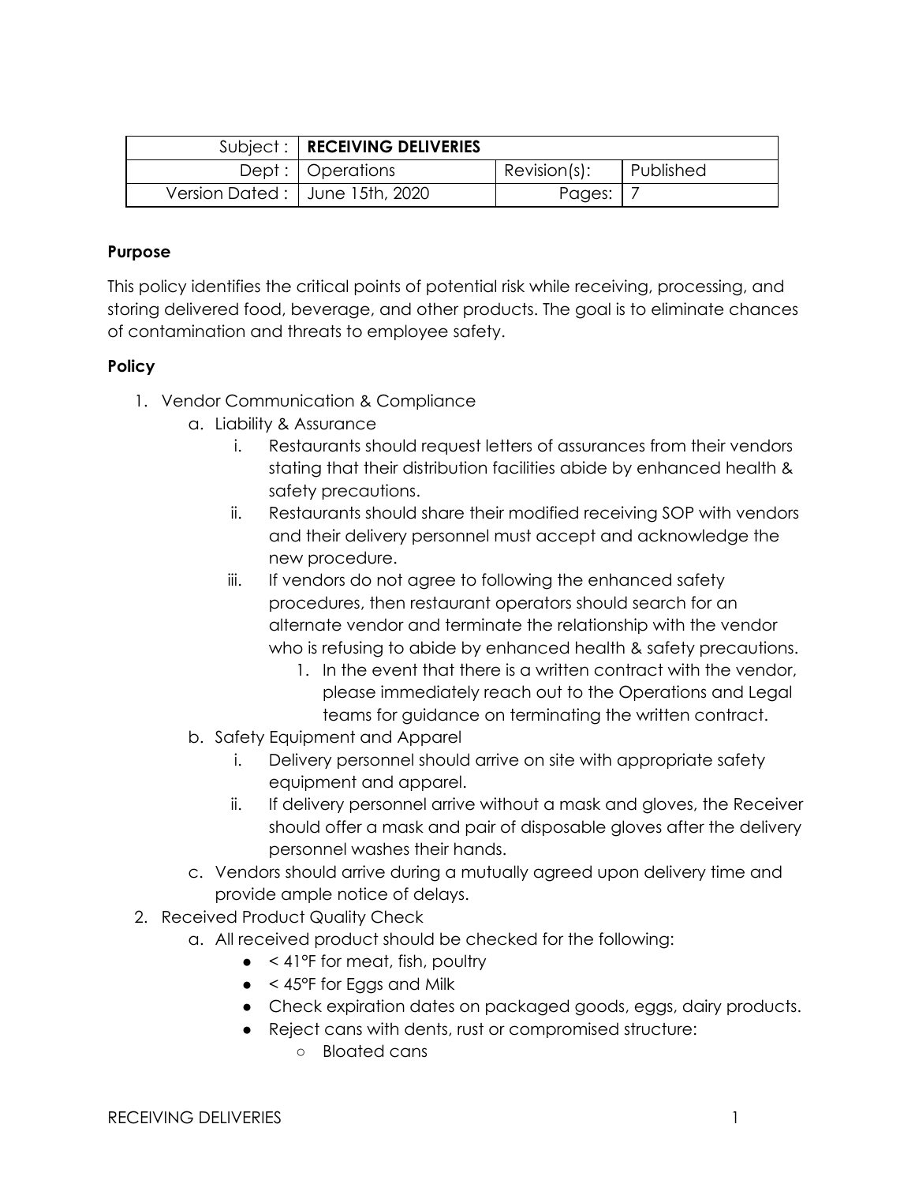| Subject : | **RECEIVING DELIVERIES** | | |
|---|---|---|---|
| Dept : | Operations | Revision(s): | Published |
| Version Dated : | June 15th, 2020 | Pages: | 7 |

**Purpose**

This policy identifies the critical points of potential risk while receiving, processing, and storing delivered food, beverage, and other products. The goal is to eliminate chances of contamination and threats to employee safety.

**Policy**

1. Vendor Communication & Compliance
   a. Liability & Assurance
      i. Restaurants should request letters of assurances from their vendors stating that their distribution facilities abide by enhanced health & safety precautions.
      ii. Restaurants should share their modified receiving SOP with vendors and their delivery personnel must accept and acknowledge the new procedure.
      iii. If vendors do not agree to following the enhanced safety procedures, then restaurant operators should search for an alternate vendor and terminate the relationship with the vendor who is refusing to abide by enhanced health & safety precautions.
         1. In the event that there is a written contract with the vendor, please immediately reach out to the Operations and Legal teams for guidance on terminating the written contract.
   b. Safety Equipment and Apparel
      i. Delivery personnel should arrive on site with appropriate safety equipment and apparel.
      ii. If delivery personnel arrive without a mask and gloves, the Receiver should offer a mask and pair of disposable gloves after the delivery personnel washes their hands.
   c. Vendors should arrive during a mutually agreed upon delivery time and provide ample notice of delays.
2. Received Product Quality Check
   a. All received product should be checked for the following:
      - < 41°F for meat, fish, poultry
      - < 45°F for Eggs and Milk
      - Check expiration dates on packaged goods, eggs, dairy products.
      - Reject cans with dents, rust or compromised structure:
        - Bloated cans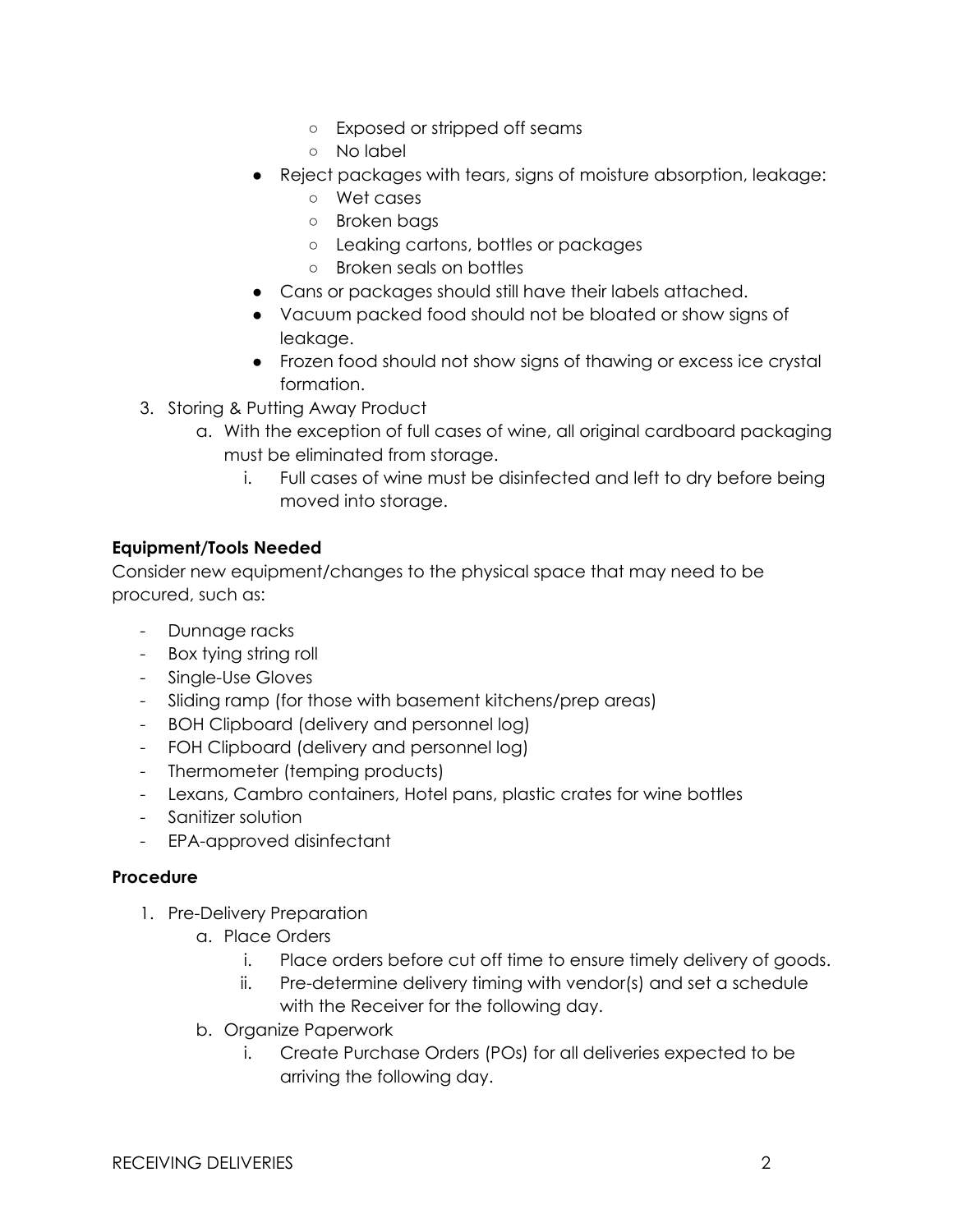- Exposed or stripped off seams
        - No label
    - Reject packages with tears, signs of moisture absorption, leakage:
        - Wet cases
        - Broken bags
        - Leaking cartons, bottles or packages
        - Broken seals on bottles
    - Cans or packages should still have their labels attached.
    - Vacuum packed food should not be bloated or show signs of leakage.
    - Frozen food should not show signs of thawing or excess ice crystal formation.

3. Storing & Putting Away Product
    a. With the exception of full cases of wine, all original cardboard packaging must be eliminated from storage.
        i. Full cases of wine must be disinfected and left to dry before being moved into storage.

**Equipment/Tools Needed**

Consider new equipment/changes to the physical space that may need to be procured, such as:

- Dunnage racks
- Box tying string roll
- Single-Use Gloves
- Sliding ramp (for those with basement kitchens/prep areas)
- BOH Clipboard (delivery and personnel log)
- FOH Clipboard (delivery and personnel log)
- Thermometer (temping products)
- Lexans, Cambro containers, Hotel pans, plastic crates for wine bottles
- Sanitizer solution
- EPA-approved disinfectant

**Procedure**

1. Pre-Delivery Preparation
    a. Place Orders
        i. Place orders before cut off time to ensure timely delivery of goods.
        ii. Pre-determine delivery timing with vendor(s) and set a schedule with the Receiver for the following day.
    b. Organize Paperwork
        i. Create Purchase Orders (POs) for all deliveries expected to be arriving the following day.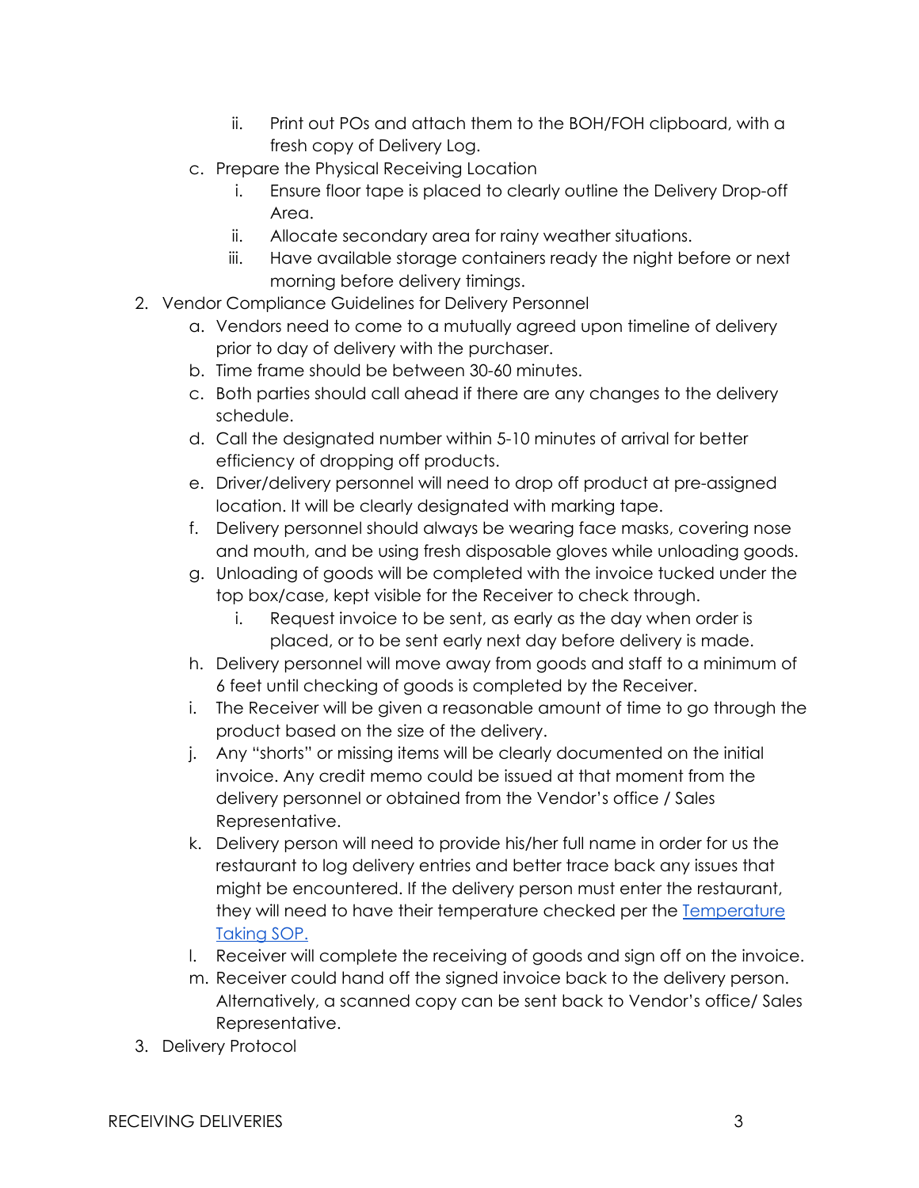- ii. Print out POs and attach them to the BOH/FOH clipboard, with a fresh copy of Delivery Log.
- c. Prepare the Physical Receiving Location
   - i. Ensure floor tape is placed to clearly outline the Delivery Drop-off Area.
   - ii. Allocate secondary area for rainy weather situations.
   - iii. Have available storage containers ready the night before or next morning before delivery timings.

2. Vendor Compliance Guidelines for Delivery Personnel
   - a. Vendors need to come to a mutually agreed upon timeline of delivery prior to day of delivery with the purchaser.
   - b. Time frame should be between 30-60 minutes.
   - c. Both parties should call ahead if there are any changes to the delivery schedule.
   - d. Call the designated number within 5-10 minutes of arrival for better efficiency of dropping off products.
   - e. Driver/delivery personnel will need to drop off product at pre-assigned location. It will be clearly designated with marking tape.
   - f. Delivery personnel should always be wearing face masks, covering nose and mouth, and be using fresh disposable gloves while unloading goods.
   - g. Unloading of goods will be completed with the invoice tucked under the top box/case, kept visible for the Receiver to check through.
     - i. Request invoice to be sent, as early as the day when order is placed, or to be sent early next day before delivery is made.
   - h. Delivery personnel will move away from goods and staff to a minimum of 6 feet until checking of goods is completed by the Receiver.
   - i. The Receiver will be given a reasonable amount of time to go through the product based on the size of the delivery.
   - j. Any "shorts" or missing items will be clearly documented on the initial invoice. Any credit memo could be issued at that moment from the delivery personnel or obtained from the Vendor's office / Sales Representative.
   - k. Delivery person will need to provide his/her full name in order for us the restaurant to log delivery entries and better trace back any issues that might be encountered. If the delivery person must enter the restaurant, they will need to have their temperature checked per the Temperature Taking SOP.
   - l. Receiver will complete the receiving of goods and sign off on the invoice.
   - m. Receiver could hand off the signed invoice back to the delivery person. Alternatively, a scanned copy can be sent back to Vendor's office/ Sales Representative.

3. Delivery Protocol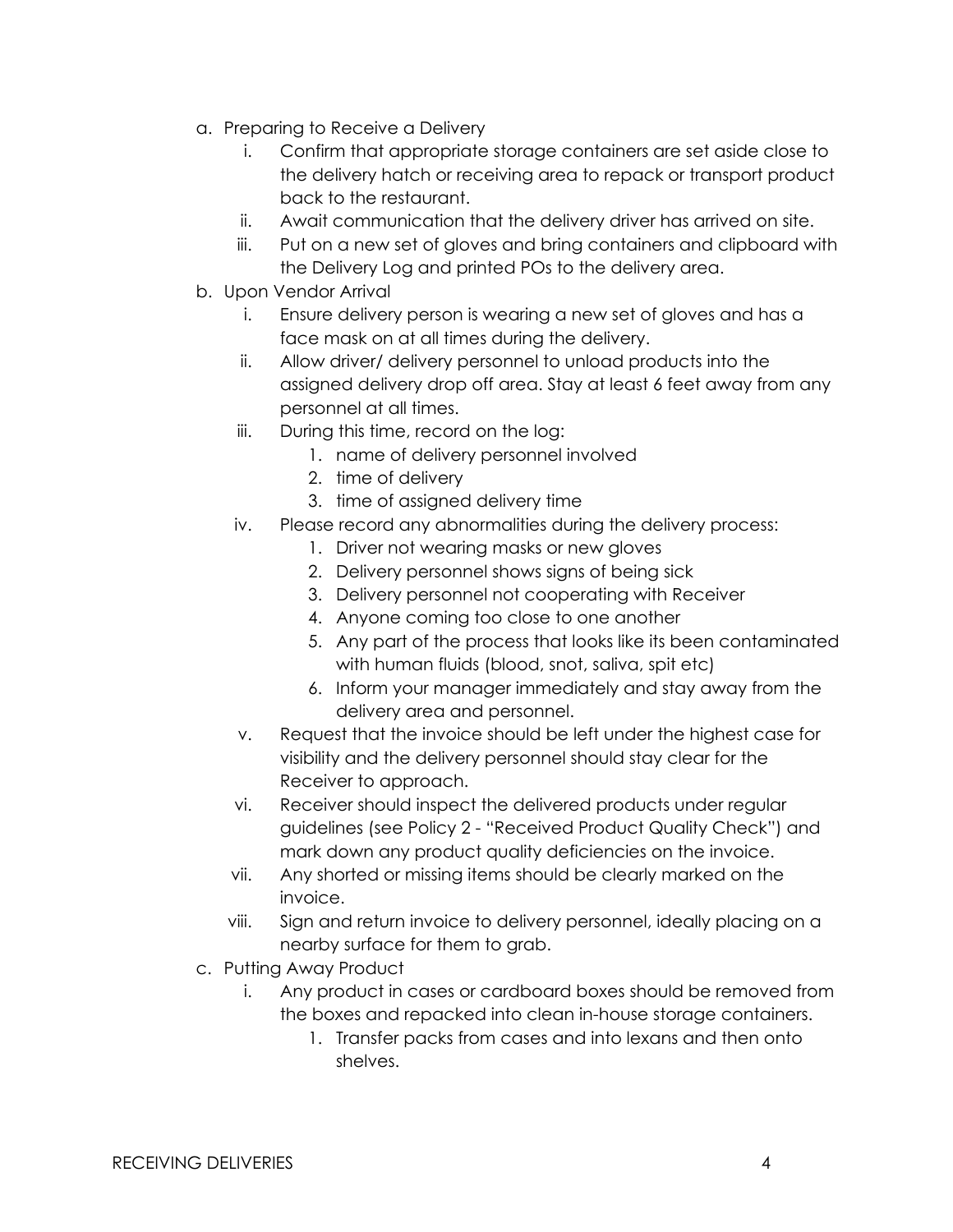a. Preparing to Receive a Delivery
    i. Confirm that appropriate storage containers are set aside close to the delivery hatch or receiving area to repack or transport product back to the restaurant.
    ii. Await communication that the delivery driver has arrived on site.
    iii. Put on a new set of gloves and bring containers and clipboard with the Delivery Log and printed POs to the delivery area.

b. Upon Vendor Arrival
    i. Ensure delivery person is wearing a new set of gloves and has a face mask on at all times during the delivery.
    ii. Allow driver/ delivery personnel to unload products into the assigned delivery drop off area. Stay at least 6 feet away from any personnel at all times.
    iii. During this time, record on the log:
        1. name of delivery personnel involved
        2. time of delivery
        3. time of assigned delivery time
    iv. Please record any abnormalities during the delivery process:
        1. Driver not wearing masks or new gloves
        2. Delivery personnel shows signs of being sick
        3. Delivery personnel not cooperating with Receiver
        4. Anyone coming too close to one another
        5. Any part of the process that looks like its been contaminated with human fluids (blood, snot, saliva, spit etc)
        6. Inform your manager immediately and stay away from the delivery area and personnel.
    v. Request that the invoice should be left under the highest case for visibility and the delivery personnel should stay clear for the Receiver to approach.
    vi. Receiver should inspect the delivered products under regular guidelines (see Policy 2 - "Received Product Quality Check") and mark down any product quality deficiencies on the invoice.
    vii. Any shorted or missing items should be clearly marked on the invoice.
    viii. Sign and return invoice to delivery personnel, ideally placing on a nearby surface for them to grab.

c. Putting Away Product
    i. Any product in cases or cardboard boxes should be removed from the boxes and repacked into clean in-house storage containers.
        1. Transfer packs from cases and into lexans and then onto shelves.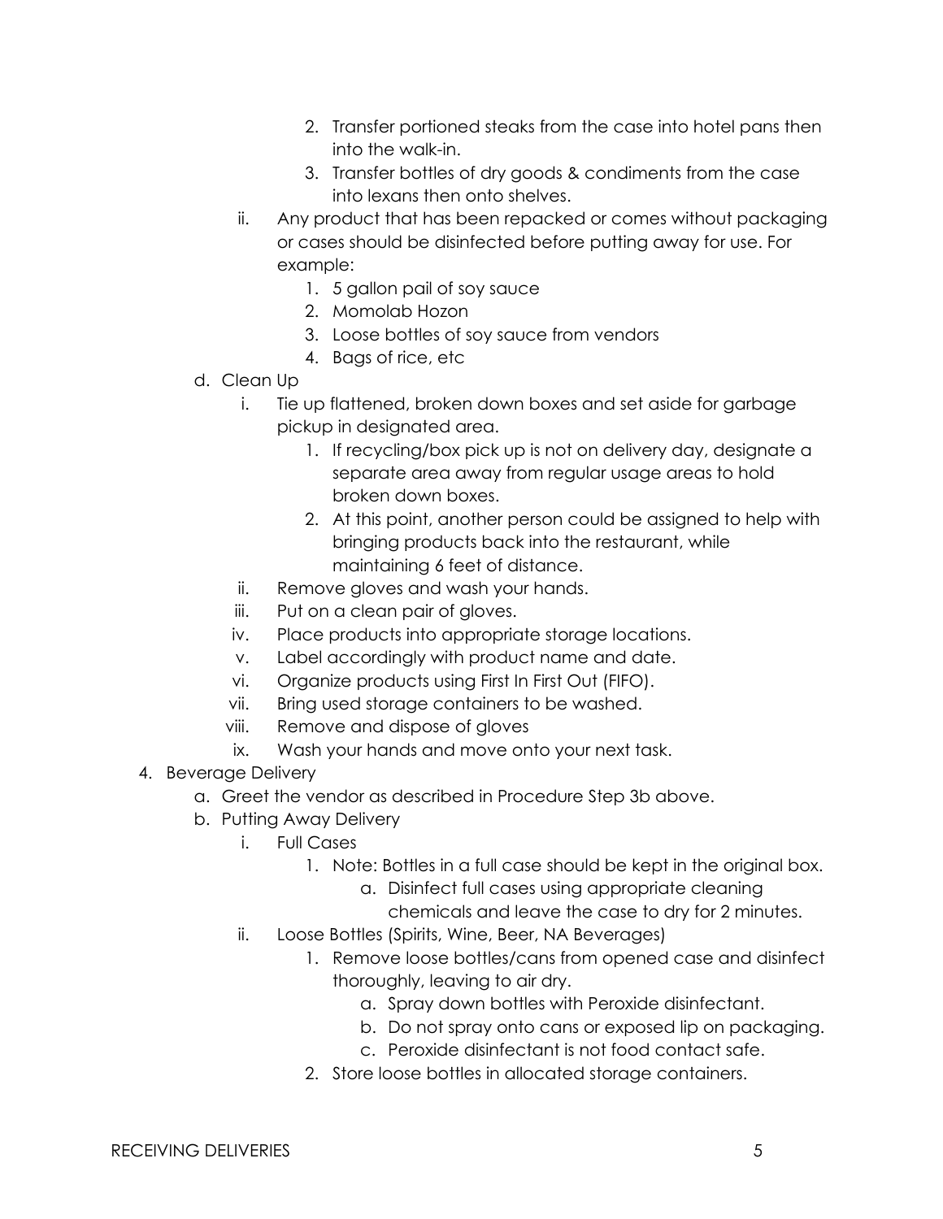2. Transfer portioned steaks from the case into hotel pans then into the walk-in.
      3. Transfer bottles of dry goods & condiments from the case into lexans then onto shelves.

   ii. Any product that has been repacked or comes without packaging or cases should be disinfected before putting away for use. For example:
      1. 5 gallon pail of soy sauce
      2. Momolab Hozon
      3. Loose bottles of soy sauce from vendors
      4. Bags of rice, etc

d. Clean Up
   i. Tie up flattened, broken down boxes and set aside for garbage pickup in designated area.
      1. If recycling/box pick up is not on delivery day, designate a separate area away from regular usage areas to hold broken down boxes.
      2. At this point, another person could be assigned to help with bringing products back into the restaurant, while maintaining 6 feet of distance.
   ii. Remove gloves and wash your hands.
   iii. Put on a clean pair of gloves.
   iv. Place products into appropriate storage locations.
   v. Label accordingly with product name and date.
   vi. Organize products using First In First Out (FIFO).
   vii. Bring used storage containers to be washed.
   viii. Remove and dispose of gloves
   ix. Wash your hands and move onto your next task.

4. Beverage Delivery
   a. Greet the vendor as described in Procedure Step 3b above.
   b. Putting Away Delivery
      i. Full Cases
         1. Note: Bottles in a full case should be kept in the original box.
            a. Disinfect full cases using appropriate cleaning chemicals and leave the case to dry for 2 minutes.
      ii. Loose Bottles (Spirits, Wine, Beer, NA Beverages)
         1. Remove loose bottles/cans from opened case and disinfect thoroughly, leaving to air dry.
            a. Spray down bottles with Peroxide disinfectant.
            b. Do not spray onto cans or exposed lip on packaging.
            c. Peroxide disinfectant is not food contact safe.
         2. Store loose bottles in allocated storage containers.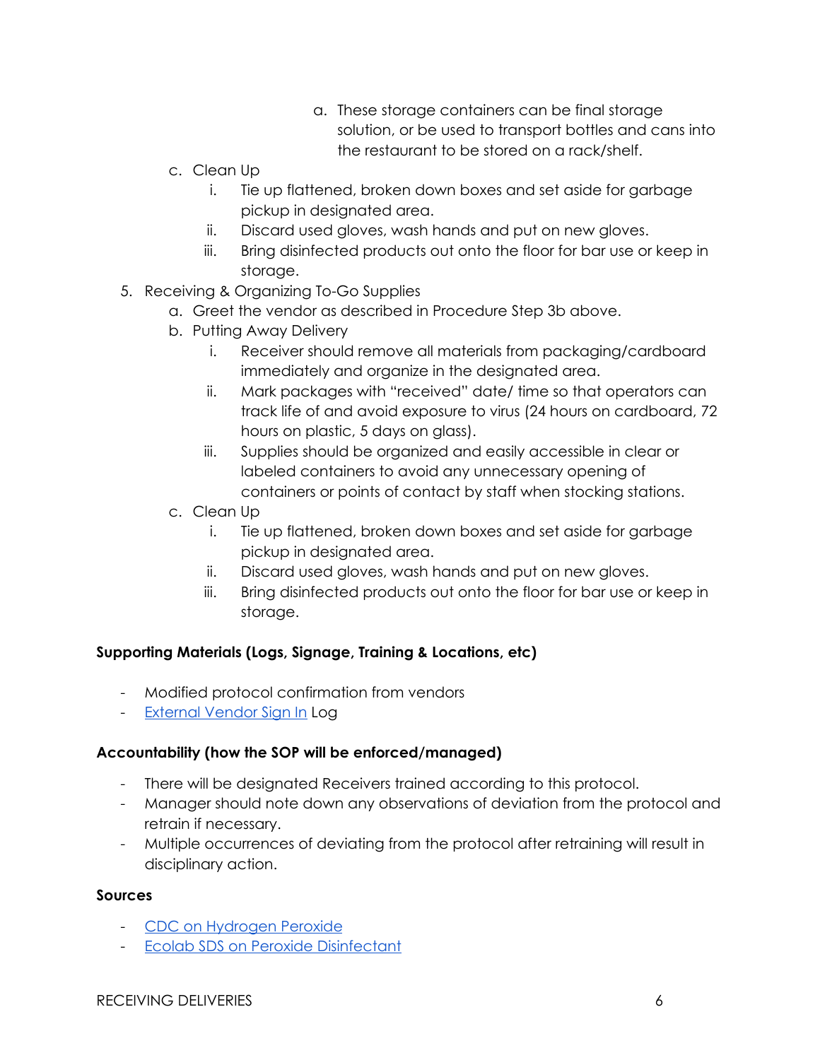a. These storage containers can be final storage solution, or be used to transport bottles and cans into the restaurant to be stored on a rack/shelf.

c. Clean Up
    i. Tie up flattened, broken down boxes and set aside for garbage pickup in designated area.
    ii. Discard used gloves, wash hands and put on new gloves.
    iii. Bring disinfected products out onto the floor for bar use or keep in storage.

5. Receiving & Organizing To-Go Supplies
    a. Greet the vendor as described in Procedure Step 3b above.
    b. Putting Away Delivery
        i. Receiver should remove all materials from packaging/cardboard immediately and organize in the designated area.
        ii. Mark packages with "received" date/ time so that operators can track life of and avoid exposure to virus (24 hours on cardboard, 72 hours on plastic, 5 days on glass).
        iii. Supplies should be organized and easily accessible in clear or labeled containers to avoid any unnecessary opening of containers or points of contact by staff when stocking stations.
    c. Clean Up
        i. Tie up flattened, broken down boxes and set aside for garbage pickup in designated area.
        ii. Discard used gloves, wash hands and put on new gloves.
        iii. Bring disinfected products out onto the floor for bar use or keep in storage.

**Supporting Materials (Logs, Signage, Training & Locations, etc)**

- Modified protocol confirmation from vendors
- External Vendor Sign In Log

**Accountability (how the SOP will be enforced/managed)**

- There will be designated Receivers trained according to this protocol.
- Manager should note down any observations of deviation from the protocol and retrain if necessary.
- Multiple occurrences of deviating from the protocol after retraining will result in disciplinary action.

**Sources**

- CDC on Hydrogen Peroxide
- Ecolab SDS on Peroxide Disinfectant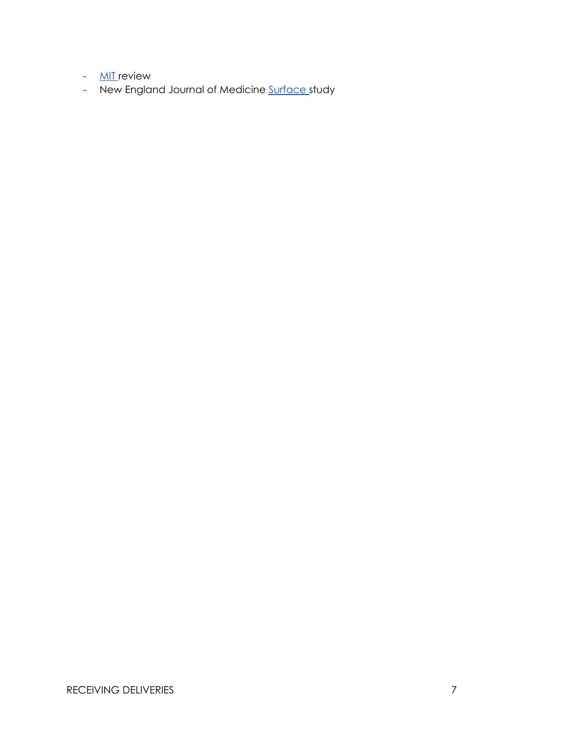- MIT review
- New England Journal of Medicine Surface study